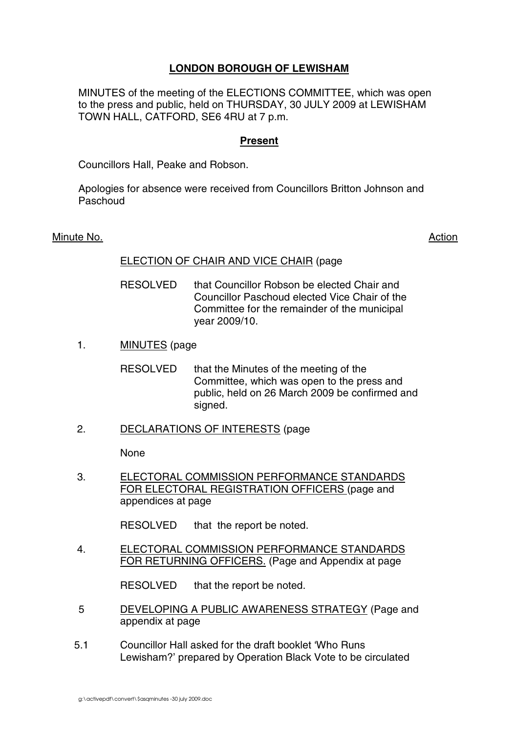# LONDON BOROUGH OF LEWISHAM

MINUTES of the meeting of the ELECTIONS COMMITTEE, which was open to the press and public, held on THURSDAY, 30 JULY 2009 at LEWISHAM TOWN HALL, CATFORD, SE6 4RU at 7 p.m.

## Present

Councillors Hall, Peake and Robson.

Apologies for absence were received from Councillors Britton Johnson and Paschoud

Minute No. — Action

ELECTION OF CHAIR AND VICE CHAIR (page

RESOLVED that Councillor Robson be elected Chair and Councillor Paschoud elected Vice Chair of the Committee for the remainder of the municipal year 2009/10.

1. MINUTES (page

   RESOLVED that the Minutes of the meeting of the Committee, which was open to the press and public, held on 26 March 2009 be confirmed and signed.

2. DECLARATIONS OF INTERESTS (page

   None

3. ELECTORAL COMMISSION PERFORMANCE STANDARDS FOR ELECTORAL REGISTRATION OFFICERS (page and appendices at page

   RESOLVED that the report be noted.

4. ELECTORAL COMMISSION PERFORMANCE STANDARDS FOR RETURNING OFFICERS. (Page and Appendix at page

   RESOLVED that the report be noted.

5 DEVELOPING A PUBLIC AWARENESS STRATEGY (Page and appendix at page

5.1 Councillor Hall asked for the draft booklet 'Who Runs Lewisham?' prepared by Operation Black Vote to be circulated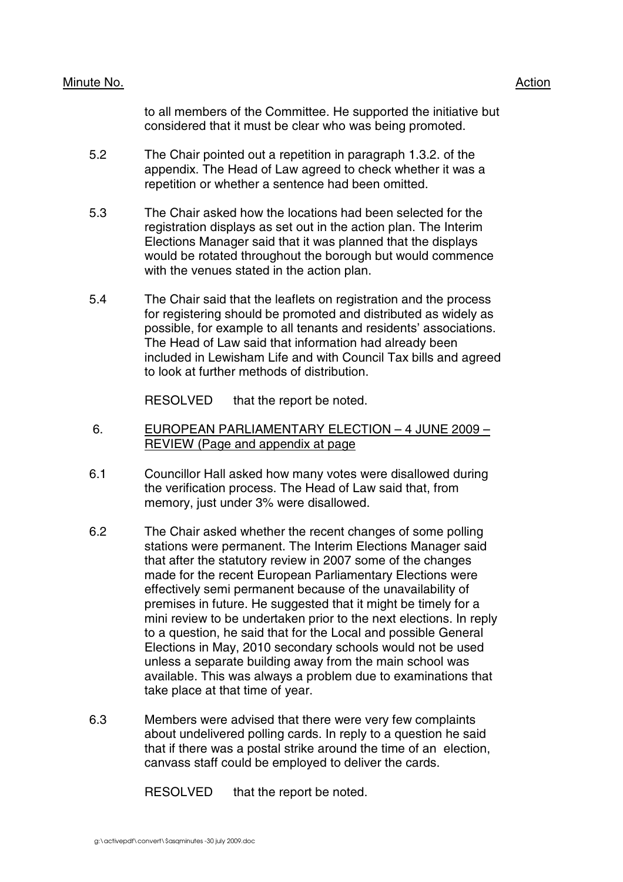| Minute No. | | Action |
|---|---|---|

to all members of the Committee. He supported the initiative but considered that it must be clear who was being promoted.

5.2 The Chair pointed out a repetition in paragraph 1.3.2. of the appendix. The Head of Law agreed to check whether it was a repetition or whether a sentence had been omitted.

5.3 The Chair asked how the locations had been selected for the registration displays as set out in the action plan. The Interim Elections Manager said that it was planned that the displays would be rotated throughout the borough but would commence with the venues stated in the action plan.

5.4 The Chair said that the leaflets on registration and the process for registering should be promoted and distributed as widely as possible, for example to all tenants and residents' associations. The Head of Law said that information had already been included in Lewisham Life and with Council Tax bills and agreed to look at further methods of distribution.

RESOLVED that the report be noted.

6. EUROPEAN PARLIAMENTARY ELECTION – 4 JUNE 2009 – REVIEW (Page and appendix at page

6.1 Councillor Hall asked how many votes were disallowed during the verification process. The Head of Law said that, from memory, just under 3% were disallowed.

6.2 The Chair asked whether the recent changes of some polling stations were permanent. The Interim Elections Manager said that after the statutory review in 2007 some of the changes made for the recent European Parliamentary Elections were effectively semi permanent because of the unavailability of premises in future. He suggested that it might be timely for a mini review to be undertaken prior to the next elections. In reply to a question, he said that for the Local and possible General Elections in May, 2010 secondary schools would not be used unless a separate building away from the main school was available. This was always a problem due to examinations that take place at that time of year.

6.3 Members were advised that there were very few complaints about undelivered polling cards. In reply to a question he said that if there was a postal strike around the time of an election, canvass staff could be employed to deliver the cards.

RESOLVED that the report be noted.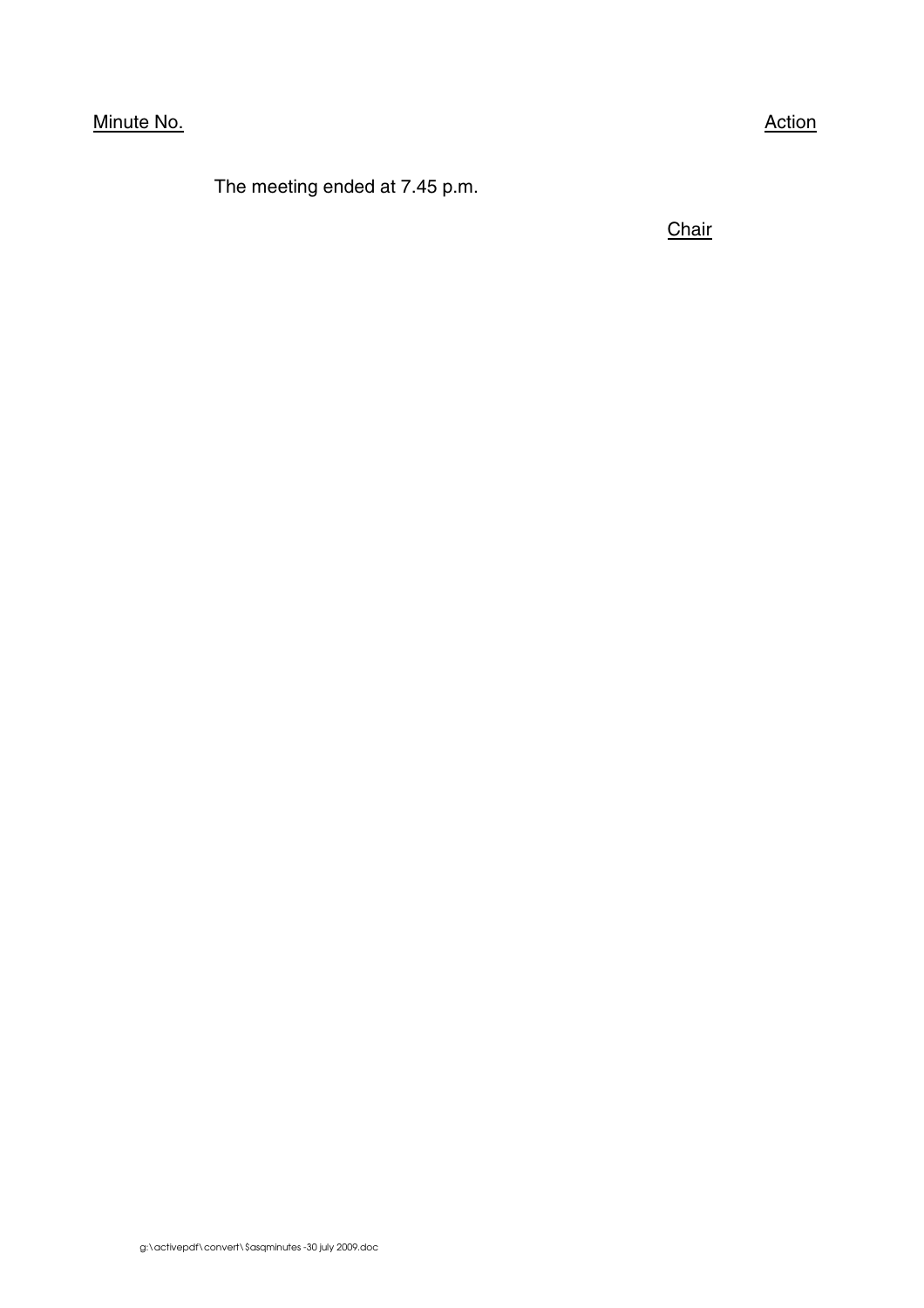Minute No. | Action

The meeting ended at 7.45 p.m.

Chair

g:\activepdf\convert\$asqminutes -30 july 2009.doc